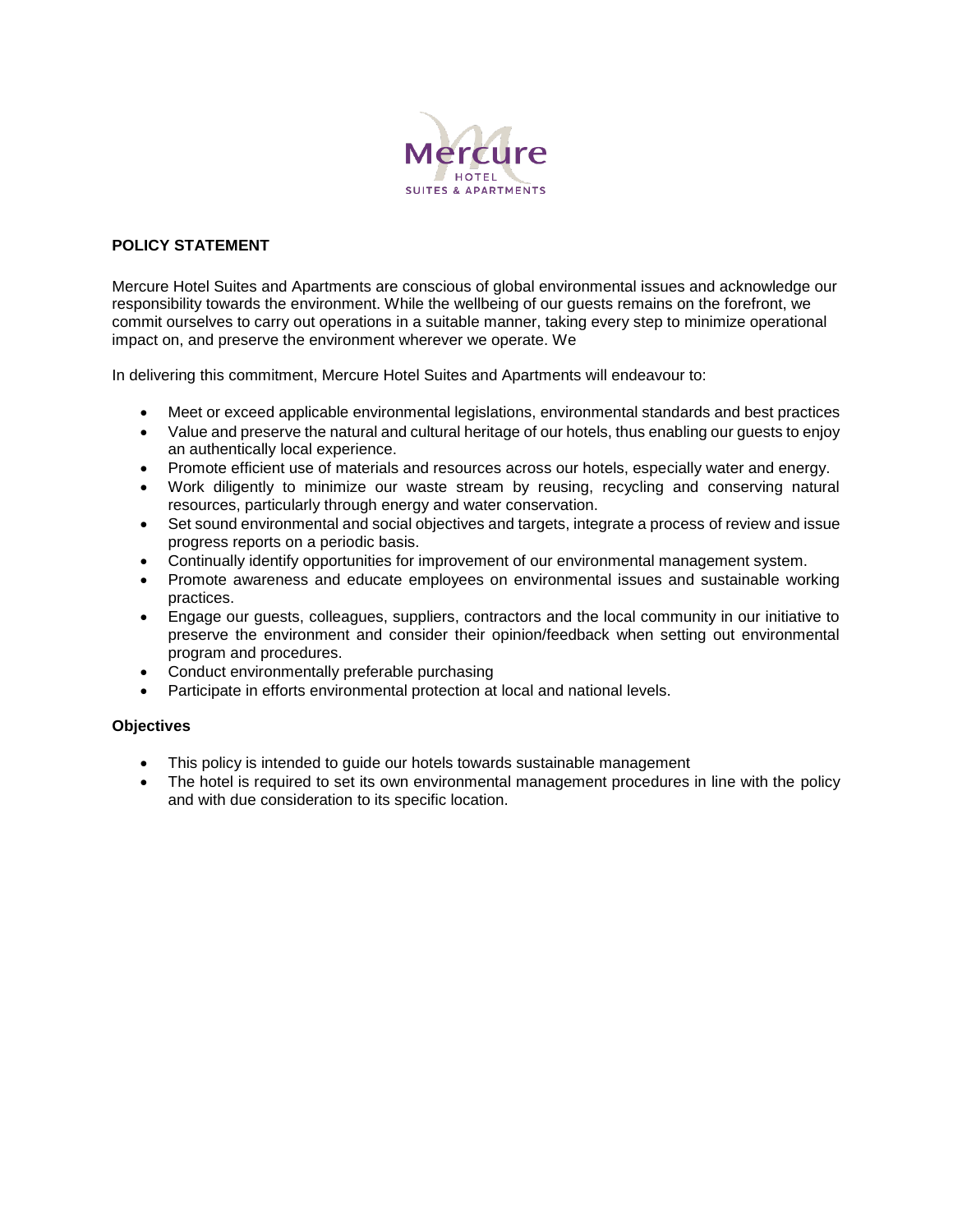Mercure

HOTEL

SUITES & APARTMENTS

**POLICY STATEMENT**

Mercure Hotel Suites and Apartments are conscious of global environmental issues and acknowledge our responsibility towards the environment. While the wellbeing of our guests remains on the forefront, we commit ourselves to carry out operations in a suitable manner, taking every step to minimize operational impact on, and preserve the environment wherever we operate. We

In delivering this commitment, Mercure Hotel Suites and Apartments will endeavour to:

- Meet or exceed applicable environmental legislations, environmental standards and best practices
- Value and preserve the natural and cultural heritage of our hotels, thus enabling our guests to enjoy an authentically local experience.
- Promote efficient use of materials and resources across our hotels, especially water and energy.
- Work diligently to minimize our waste stream by reusing, recycling and conserving natural resources, particularly through energy and water conservation.
- Set sound environmental and social objectives and targets, integrate a process of review and issue progress reports on a periodic basis.
- Continually identify opportunities for improvement of our environmental management system.
- Promote awareness and educate employees on environmental issues and sustainable working practices.
- Engage our guests, colleagues, suppliers, contractors and the local community in our initiative to preserve the environment and consider their opinion/feedback when setting out environmental program and procedures.
- Conduct environmentally preferable purchasing
- Participate in efforts environmental protection at local and national levels.

**Objectives**

- This policy is intended to guide our hotels towards sustainable management
- The hotel is required to set its own environmental management procedures in line with the policy and with due consideration to its specific location.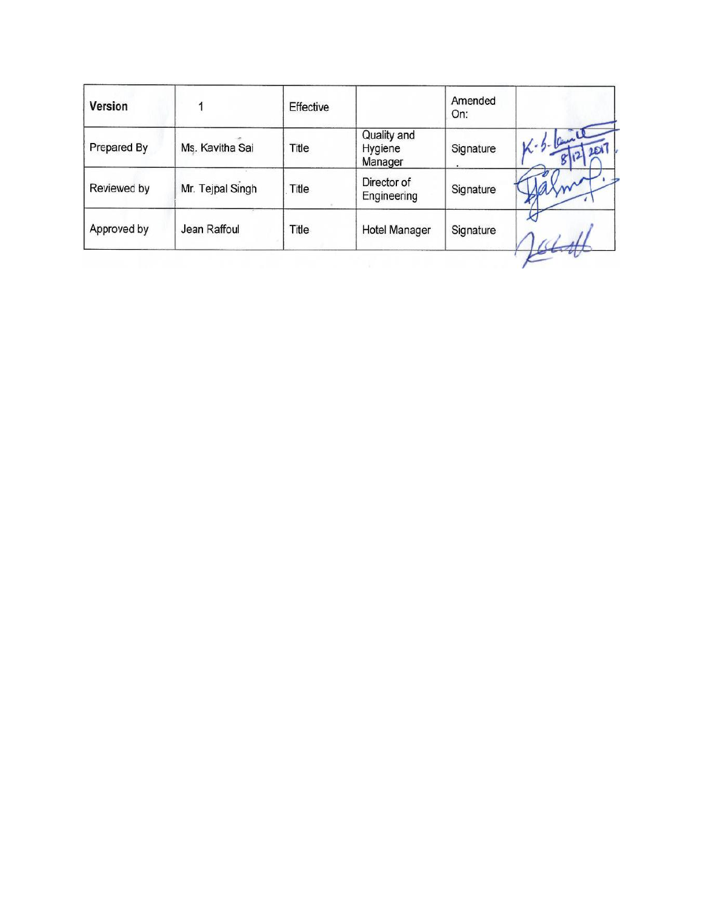| | | | | | |
|---|---|---|---|---|---|
| **Version** | 1 | Effective | | Amended On: | |
| Prepared By | Ms. Kavitha Sai | Title | Quality and Hygiene Manager | Signature | K. S. 8/12/2017 |
| Reviewed by | Mr. Tejpal Singh | Title | Director of Engineering | Signature | |
| Approved by | Jean Raffoul | Title | Hotel Manager | Signature | |